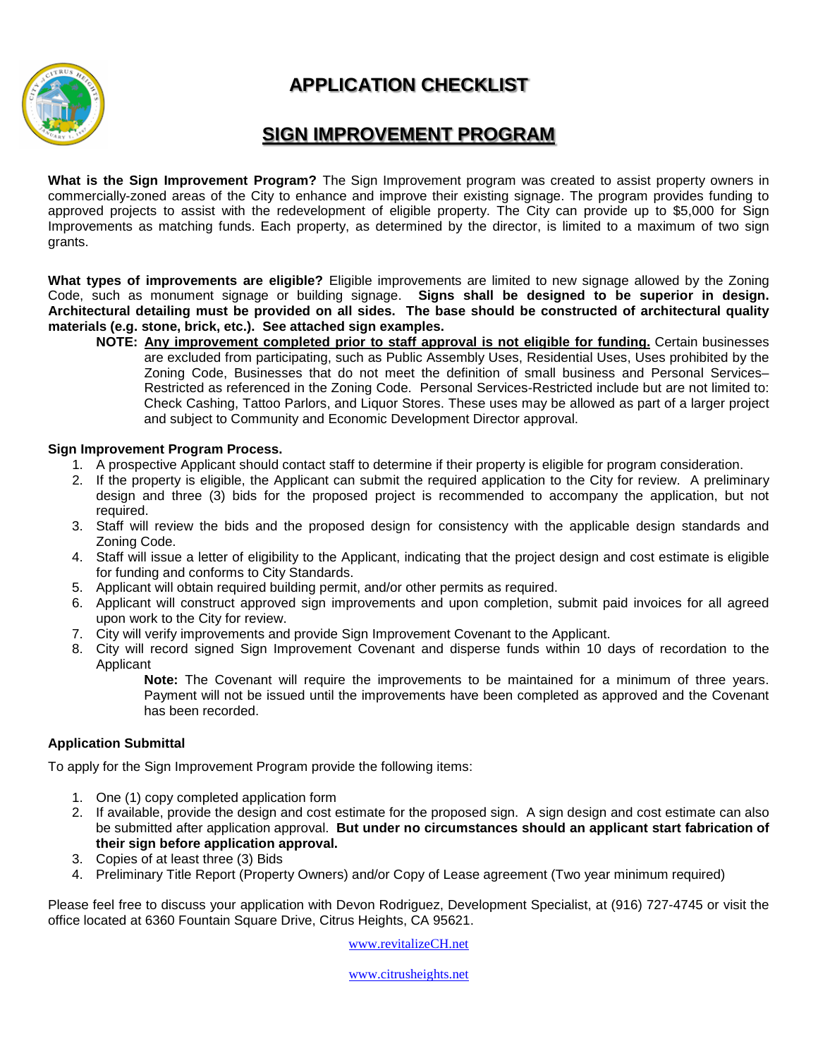# APPLICATION CHECKLIST

## SIGN IMPROVEMENT PROGRAM

**What is the Sign Improvement Program?** The Sign Improvement program was created to assist property owners in commercially-zoned areas of the City to enhance and improve their existing signage. The program provides funding to approved projects to assist with the redevelopment of eligible property. The City can provide up to $5,000 for Sign Improvements as matching funds. Each property, as determined by the director, is limited to a maximum of two sign grants.

**What types of improvements are eligible?** Eligible improvements are limited to new signage allowed by the Zoning Code, such as monument signage or building signage. **Signs shall be designed to be superior in design. Architectural detailing must be provided on all sides. The base should be constructed of architectural quality materials (e.g. stone, brick, etc.). See attached sign examples.**

> **NOTE:** **Any improvement completed prior to staff approval is not eligible for funding.** Certain businesses are excluded from participating, such as Public Assembly Uses, Residential Uses, Uses prohibited by the Zoning Code, Businesses that do not meet the definition of small business and Personal Services–Restricted as referenced in the Zoning Code. Personal Services-Restricted include but are not limited to: Check Cashing, Tattoo Parlors, and Liquor Stores. These uses may be allowed as part of a larger project and subject to Community and Economic Development Director approval.

**Sign Improvement Program Process.**

1. A prospective Applicant should contact staff to determine if their property is eligible for program consideration.
2. If the property is eligible, the Applicant can submit the required application to the City for review. A preliminary design and three (3) bids for the proposed project is recommended to accompany the application, but not required.
3. Staff will review the bids and the proposed design for consistency with the applicable design standards and Zoning Code.
4. Staff will issue a letter of eligibility to the Applicant, indicating that the project design and cost estimate is eligible for funding and conforms to City Standards.
5. Applicant will obtain required building permit, and/or other permits as required.
6. Applicant will construct approved sign improvements and upon completion, submit paid invoices for all agreed upon work to the City for review.
7. City will verify improvements and provide Sign Improvement Covenant to the Applicant.
8. City will record signed Sign Improvement Covenant and disperse funds within 10 days of recordation to the Applicant

    **Note:** The Covenant will require the improvements to be maintained for a minimum of three years. Payment will not be issued until the improvements have been completed as approved and the Covenant has been recorded.

**Application Submittal**

To apply for the Sign Improvement Program provide the following items:

1. One (1) copy completed application form
2. If available, provide the design and cost estimate for the proposed sign. A sign design and cost estimate can also be submitted after application approval. **But under no circumstances should an applicant start fabrication of their sign before application approval.**
3. Copies of at least three (3) Bids
4. Preliminary Title Report (Property Owners) and/or Copy of Lease agreement (Two year minimum required)

Please feel free to discuss your application with Devon Rodriguez, Development Specialist, at (916) 727-4745 or visit the office located at 6360 Fountain Square Drive, Citrus Heights, CA 95621.

www.revitalizeCH.net

www.citrusheights.net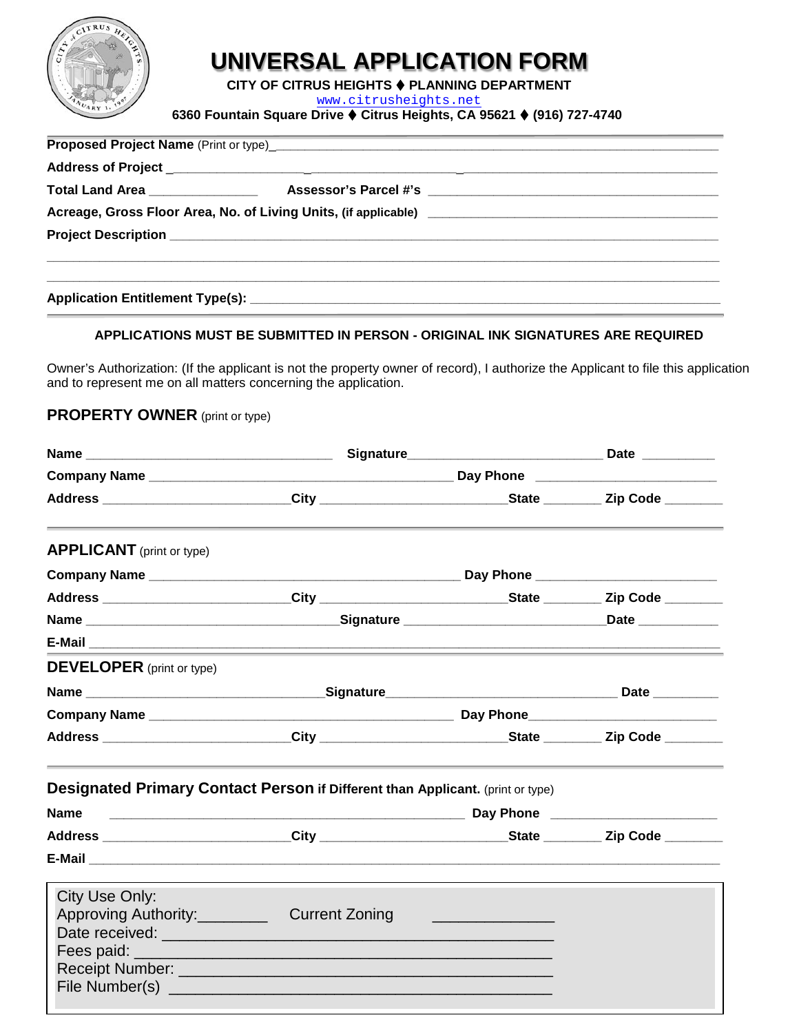# UNIVERSAL APPLICATION FORM

**CITY OF CITRUS HEIGHTS ♦ PLANNING DEPARTMENT**

www.citrusheights.net

**6360 Fountain Square Drive ♦ Citrus Heights, CA 95621 ♦ (916) 727-4740**

---

**Proposed Project Name** (Print or type)_______________________________________________

**Address of Project** _______________________________________________

**Total Land Area** _______________ **Assessor's Parcel #'s** _______________________________

**Acreage, Gross Floor Area, No. of Living Units, (if applicable)** _______________________

**Project Description** _______________________________________________

_______________________________________________

_______________________________________________

**Application Entitlement Type(s):** _______________________________________________

---

**APPLICATIONS MUST BE SUBMITTED IN PERSON - ORIGINAL INK SIGNATURES ARE REQUIRED**

Owner's Authorization: (If the applicant is not the property owner of record), I authorize the Applicant to file this application and to represent me on all matters concerning the application.

## PROPERTY OWNER (print or type)

**Name** ______________________ **Signature** ______________________ **Date** __________

**Company Name** ______________________________ **Day Phone** ______________________

**Address** ______________________ **City** ______________________ **State** ________ **Zip Code** ________

---

## APPLICANT (print or type)

**Company Name** ______________________________ **Day Phone** ______________________

**Address** ______________________ **City** ______________________ **State** ________ **Zip Code** ________

**Name** ______________________ **Signature** ______________________ **Date** __________

**E-Mail** _______________________________________________

## DEVELOPER (print or type)

**Name** ______________________ **Signature** ______________________ **Date** __________

**Company Name** ______________________________ **Day Phone** ______________________

**Address** ______________________ **City** ______________________ **State** ________ **Zip Code** ________

---

## Designated Primary Contact Person if Different than Applicant. (print or type)

**Name** ______________________________ **Day Phone** ______________________

**Address** ______________________ **City** ______________________ **State** ________ **Zip Code** ________

**E-Mail** _______________________________________________

---

City Use Only:

Approving Authority:________ Current Zoning ______________

Date received: ______________________________

Fees paid: ______________________________

Receipt Number: ______________________________

File Number(s) ______________________________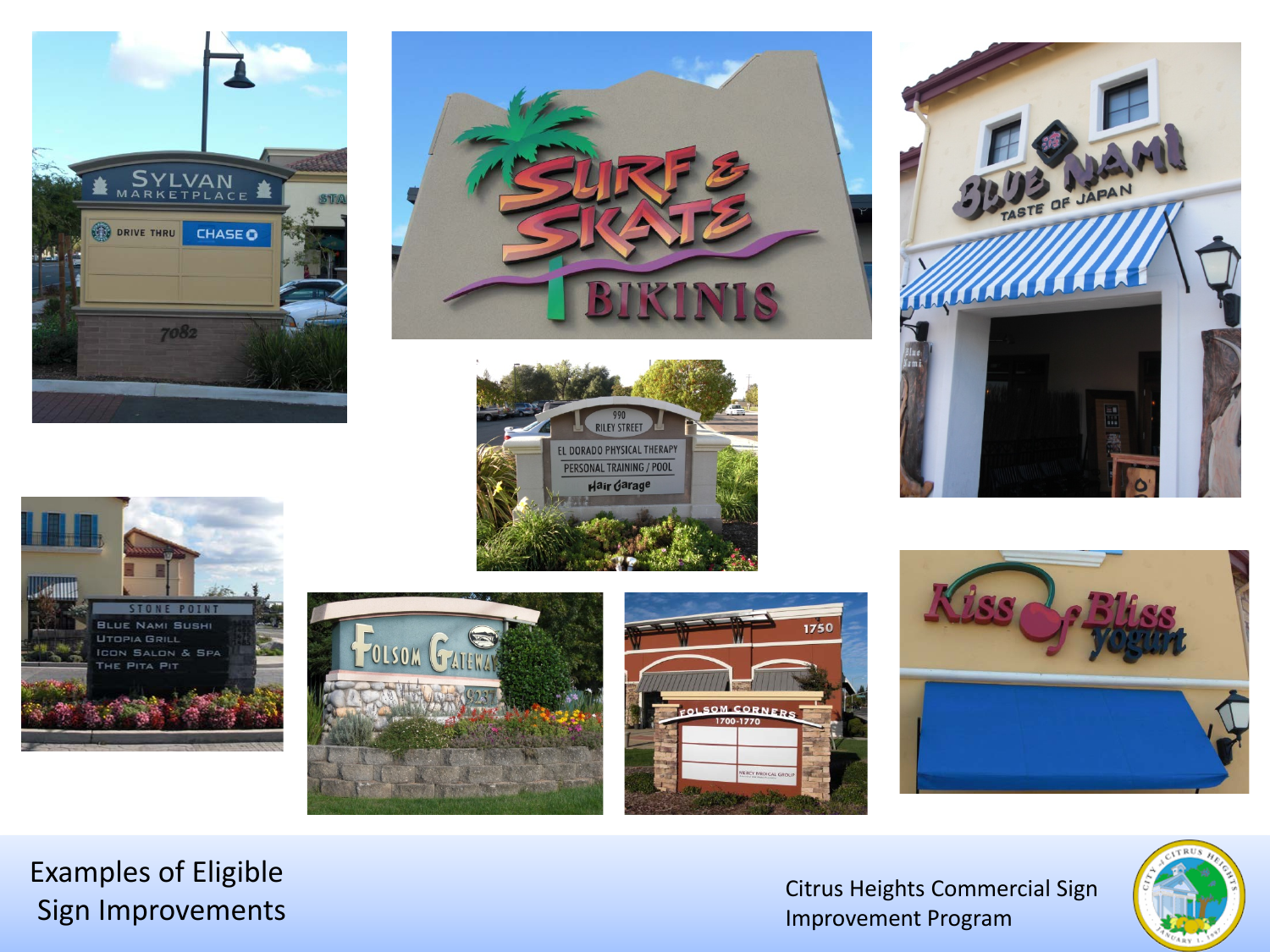# Examples of Eligible Sign Improvements

Citrus Heights Commercial Sign Improvement Program